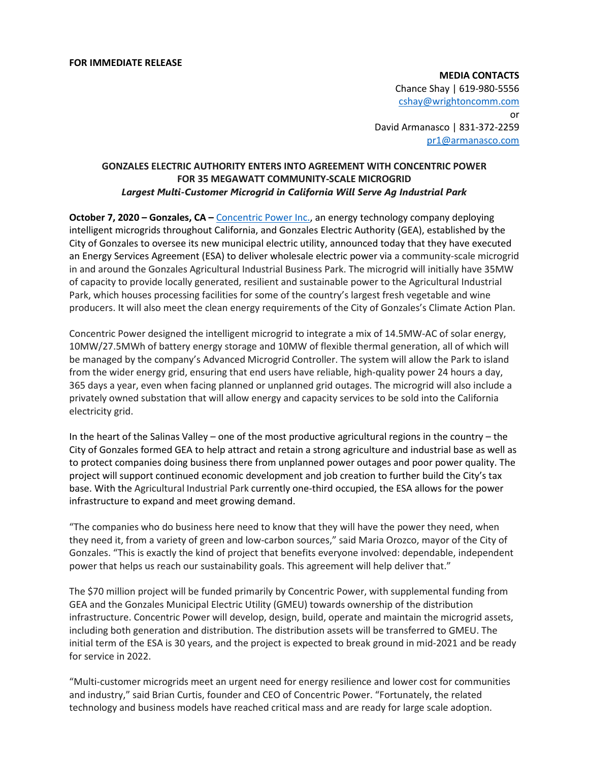**FOR IMMEDIATE RELEASE**

**MEDIA CONTACTS**
Chance Shay | 619-980-5556
cshay@wrightoncomm.com
or
David Armanasco | 831-372-2259
pr1@armanasco.com

## GONZALES ELECTRIC AUTHORITY ENTERS INTO AGREEMENT WITH CONCENTRIC POWER FOR 35 MEGAWATT COMMUNITY-SCALE MICROGRID

***Largest Multi-Customer Microgrid in California Will Serve Ag Industrial Park***

**October 7, 2020 – Gonzales, CA –** Concentric Power Inc., an energy technology company deploying intelligent microgrids throughout California, and Gonzales Electric Authority (GEA), established by the City of Gonzales to oversee its new municipal electric utility, announced today that they have executed an Energy Services Agreement (ESA) to deliver wholesale electric power via a community-scale microgrid in and around the Gonzales Agricultural Industrial Business Park. The microgrid will initially have 35MW of capacity to provide locally generated, resilient and sustainable power to the Agricultural Industrial Park, which houses processing facilities for some of the country's largest fresh vegetable and wine producers. It will also meet the clean energy requirements of the City of Gonzales's Climate Action Plan.

Concentric Power designed the intelligent microgrid to integrate a mix of 14.5MW-AC of solar energy, 10MW/27.5MWh of battery energy storage and 10MW of flexible thermal generation, all of which will be managed by the company's Advanced Microgrid Controller. The system will allow the Park to island from the wider energy grid, ensuring that end users have reliable, high-quality power 24 hours a day, 365 days a year, even when facing planned or unplanned grid outages. The microgrid will also include a privately owned substation that will allow energy and capacity services to be sold into the California electricity grid.

In the heart of the Salinas Valley – one of the most productive agricultural regions in the country – the City of Gonzales formed GEA to help attract and retain a strong agriculture and industrial base as well as to protect companies doing business there from unplanned power outages and poor power quality. The project will support continued economic development and job creation to further build the City's tax base. With the Agricultural Industrial Park currently one-third occupied, the ESA allows for the power infrastructure to expand and meet growing demand.

"The companies who do business here need to know that they will have the power they need, when they need it, from a variety of green and low-carbon sources," said Maria Orozco, mayor of the City of Gonzales. "This is exactly the kind of project that benefits everyone involved: dependable, independent power that helps us reach our sustainability goals. This agreement will help deliver that."

The $70 million project will be funded primarily by Concentric Power, with supplemental funding from GEA and the Gonzales Municipal Electric Utility (GMEU) towards ownership of the distribution infrastructure. Concentric Power will develop, design, build, operate and maintain the microgrid assets, including both generation and distribution. The distribution assets will be transferred to GMEU. The initial term of the ESA is 30 years, and the project is expected to break ground in mid-2021 and be ready for service in 2022.

"Multi-customer microgrids meet an urgent need for energy resilience and lower cost for communities and industry," said Brian Curtis, founder and CEO of Concentric Power. "Fortunately, the related technology and business models have reached critical mass and are ready for large scale adoption.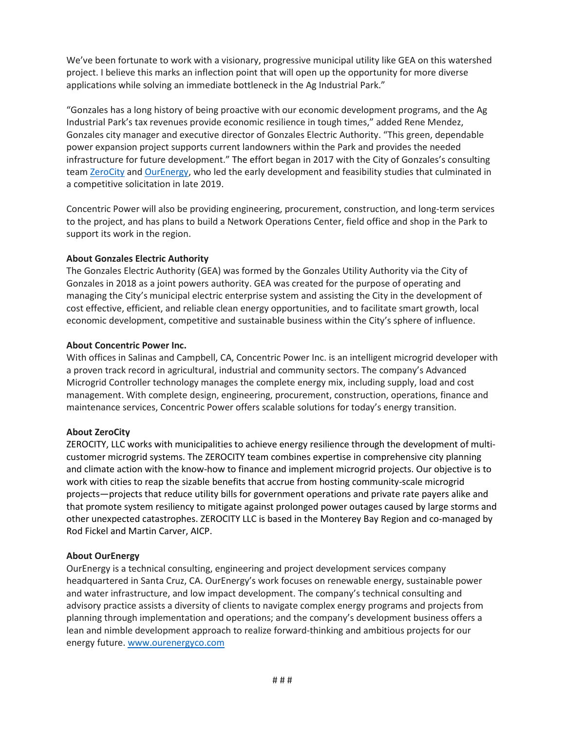We've been fortunate to work with a visionary, progressive municipal utility like GEA on this watershed project. I believe this marks an inflection point that will open up the opportunity for more diverse applications while solving an immediate bottleneck in the Ag Industrial Park."

"Gonzales has a long history of being proactive with our economic development programs, and the Ag Industrial Park's tax revenues provide economic resilience in tough times," added Rene Mendez, Gonzales city manager and executive director of Gonzales Electric Authority. "This green, dependable power expansion project supports current landowners within the Park and provides the needed infrastructure for future development." The effort began in 2017 with the City of Gonzales's consulting team [ZeroCity] and [OurEnergy], who led the early development and feasibility studies that culminated in a competitive solicitation in late 2019.

Concentric Power will also be providing engineering, procurement, construction, and long-term services to the project, and has plans to build a Network Operations Center, field office and shop in the Park to support its work in the region.

**About Gonzales Electric Authority**
The Gonzales Electric Authority (GEA) was formed by the Gonzales Utility Authority via the City of Gonzales in 2018 as a joint powers authority. GEA was created for the purpose of operating and managing the City's municipal electric enterprise system and assisting the City in the development of cost effective, efficient, and reliable clean energy opportunities, and to facilitate smart growth, local economic development, competitive and sustainable business within the City's sphere of influence.

**About Concentric Power Inc.**
With offices in Salinas and Campbell, CA, Concentric Power Inc. is an intelligent microgrid developer with a proven track record in agricultural, industrial and community sectors. The company's Advanced Microgrid Controller technology manages the complete energy mix, including supply, load and cost management. With complete design, engineering, procurement, construction, operations, finance and maintenance services, Concentric Power offers scalable solutions for today's energy transition.

**About ZeroCity**
ZEROCITY, LLC works with municipalities to achieve energy resilience through the development of multi-customer microgrid systems. The ZEROCITY team combines expertise in comprehensive city planning and climate action with the know-how to finance and implement microgrid projects. Our objective is to work with cities to reap the sizable benefits that accrue from hosting community-scale microgrid projects—projects that reduce utility bills for government operations and private rate payers alike and that promote system resiliency to mitigate against prolonged power outages caused by large storms and other unexpected catastrophes. ZEROCITY LLC is based in the Monterey Bay Region and co-managed by Rod Fickel and Martin Carver, AICP.

**About OurEnergy**
OurEnergy is a technical consulting, engineering and project development services company headquartered in Santa Cruz, CA. OurEnergy's work focuses on renewable energy, sustainable power and water infrastructure, and low impact development. The company's technical consulting and advisory practice assists a diversity of clients to navigate complex energy programs and projects from planning through implementation and operations; and the company's development business offers a lean and nimble development approach to realize forward-thinking and ambitious projects for our energy future. www.ourenergyco.com

# # #